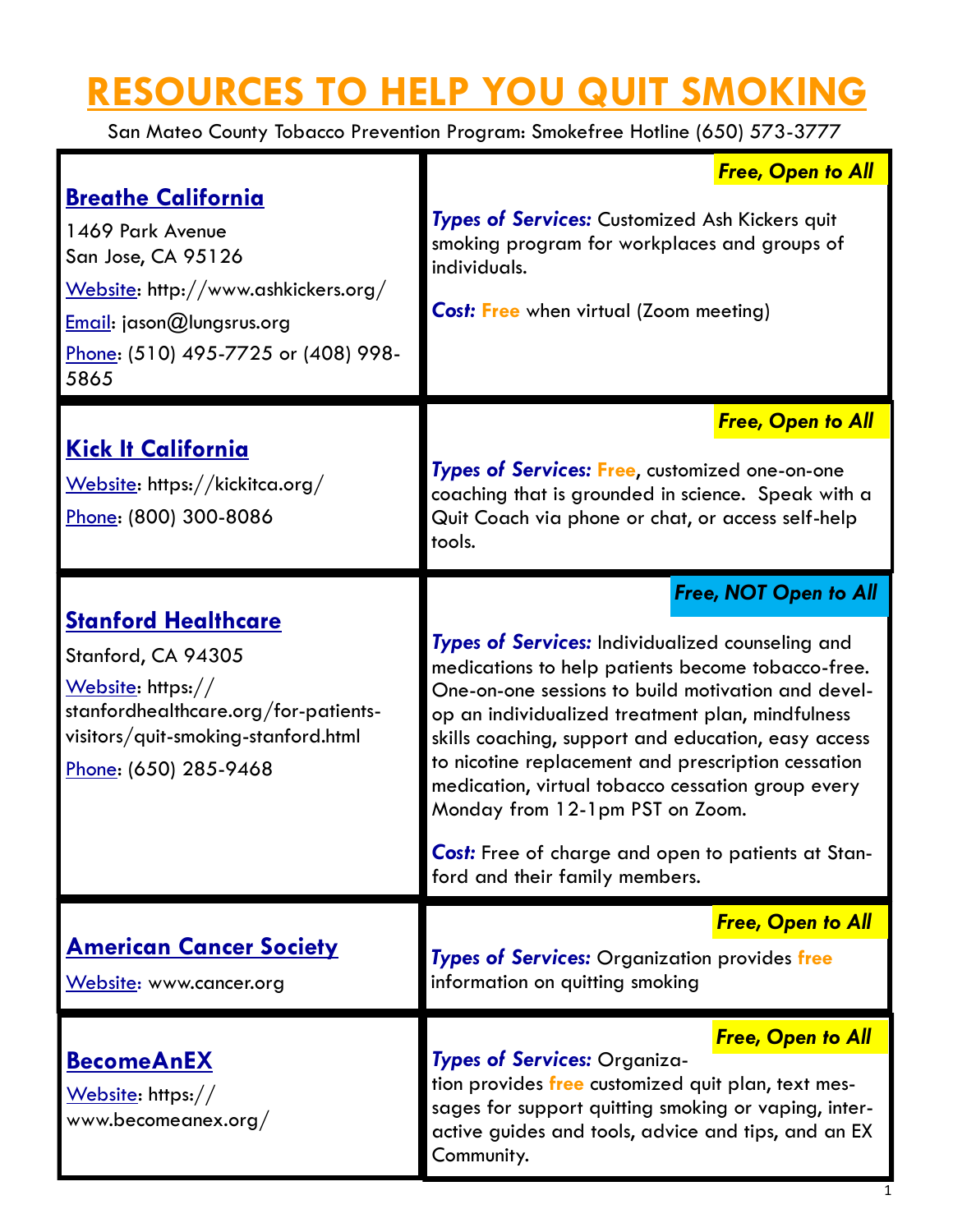# RESOURCES TO HELP YOU QUIT SMOKING

San Mateo County Tobacco Prevention Program: Smokefree Hotline (650) 573-3777

| Organization | Services |
|---|---|
| **Breathe California**<br>1469 Park Avenue<br>San Jose, CA 95126<br>Website: http://www.ashkickers.org/<br>Email: jason@lungsrus.org<br>Phone: (510) 495-7725 or (408) 998-5865 | ***Free, Open to All***<br>***Types of Services:*** Customized Ash Kickers quit smoking program for workplaces and groups of individuals.<br>***Cost:*** **Free** when virtual (Zoom meeting) |
| **Kick It California**<br>Website: https://kickitca.org/<br>Phone: (800) 300-8086 | ***Free, Open to All***<br>***Types of Services:*** **Free**, customized one-on-one coaching that is grounded in science. Speak with a Quit Coach via phone or chat, or access self-help tools. |
| **Stanford Healthcare**<br>Stanford, CA 94305<br>Website: https://stanfordhealthcare.org/for-patients-visitors/quit-smoking-stanford.html<br>Phone: (650) 285-9468 | ***Free, NOT Open to All***<br>***Types of Services:*** Individualized counseling and medications to help patients become tobacco-free. One-on-one sessions to build motivation and develop an individualized treatment plan, mindfulness skills coaching, support and education, easy access to nicotine replacement and prescription cessation medication, virtual tobacco cessation group every Monday from 12-1pm PST on Zoom.<br>***Cost:*** Free of charge and open to patients at Stanford and their family members. |
| **American Cancer Society**<br>Website: www.cancer.org | ***Free, Open to All***<br>***Types of Services:*** Organization provides **free** information on quitting smoking |
| **BecomeAnEX**<br>Website: https://www.becomeanex.org/ | ***Free, Open to All***<br>***Types of Services:*** Organization provides **free** customized quit plan, text messages for support quitting smoking or vaping, interactive guides and tools, advice and tips, and an EX Community. |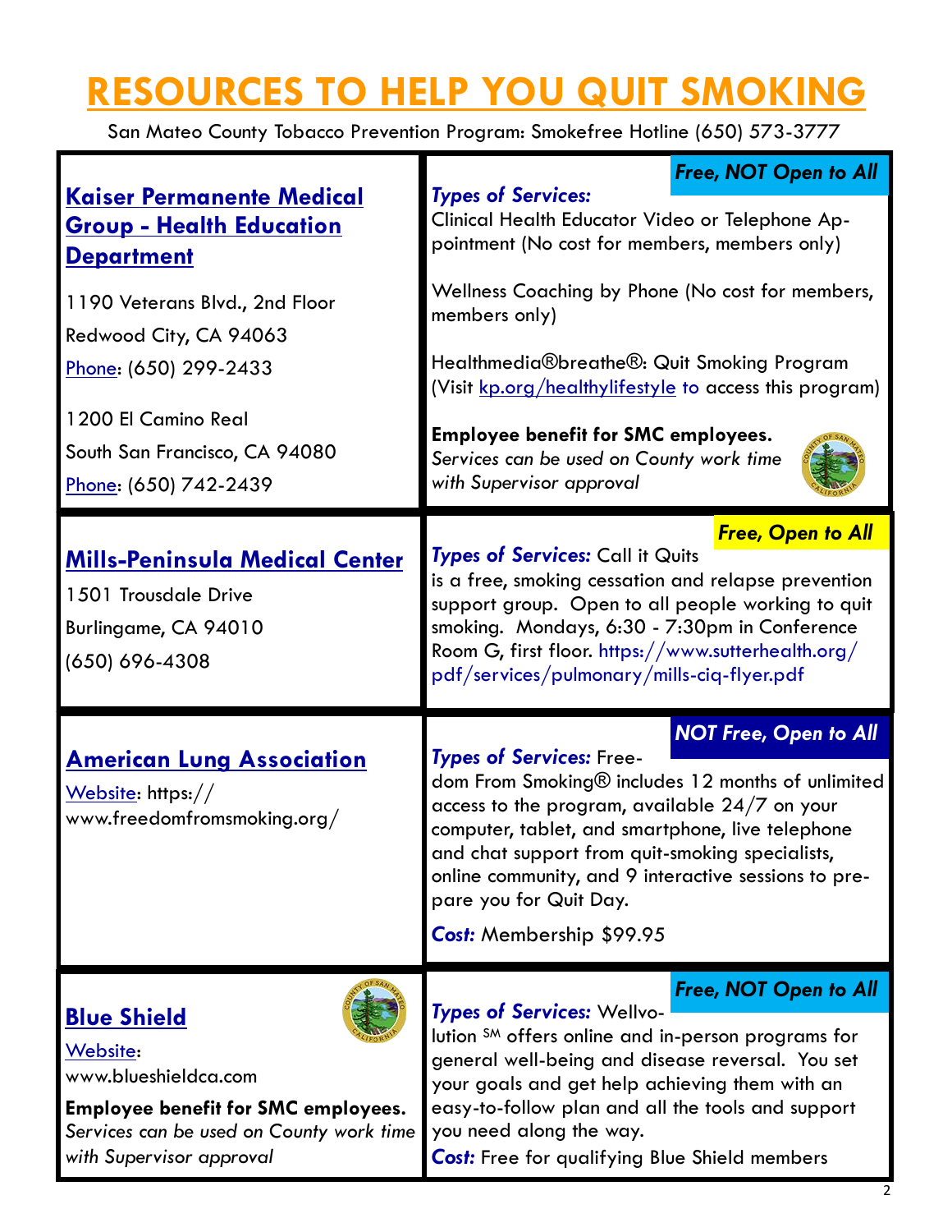# RESOURCES TO HELP YOU QUIT SMOKING

San Mateo County Tobacco Prevention Program: Smokefree Hotline (650) 573-3777

## Kaiser Permanente Medical Group - Health Education Department

1190 Veterans Blvd., 2nd Floor
Redwood City, CA 94063
Phone: (650) 299-2433

1200 El Camino Real
South San Francisco, CA 94080
Phone: (650) 742-2439

***Free, NOT Open to All***

***Types of Services:***
Clinical Health Educator Video or Telephone Appointment (No cost for members, members only)

Wellness Coaching by Phone (No cost for members, members only)

Healthmedia®breathe®: Quit Smoking Program (Visit kp.org/healthylifestyle to access this program)

**Employee benefit for SMC employees.**
*Services can be used on County work time with Supervisor approval*

## Mills-Peninsula Medical Center

1501 Trousdale Drive
Burlingame, CA 94010
(650) 696-4308

***Free, Open to All***

***Types of Services:*** Call it Quits is a free, smoking cessation and relapse prevention support group. Open to all people working to quit smoking. Mondays, 6:30 - 7:30pm in Conference Room G, first floor. https://www.sutterhealth.org/pdf/services/pulmonary/mills-ciq-flyer.pdf

## American Lung Association

Website: https://www.freedomfromsmoking.org/

***NOT Free, Open to All***

***Types of Services:*** Freedom From Smoking® includes 12 months of unlimited access to the program, available 24/7 on your computer, tablet, and smartphone, live telephone and chat support from quit-smoking specialists, online community, and 9 interactive sessions to prepare you for Quit Day.

***Cost:*** Membership $99.95

## Blue Shield

Website: www.blueshieldca.com

**Employee benefit for SMC employees.**
*Services can be used on County work time with Supervisor approval*

***Free, NOT Open to All***

***Types of Services:*** Wellvolution SM offers online and in-person programs for general well-being and disease reversal. You set your goals and get help achieving them with an easy-to-follow plan and all the tools and support you need along the way.

***Cost:*** Free for qualifying Blue Shield members